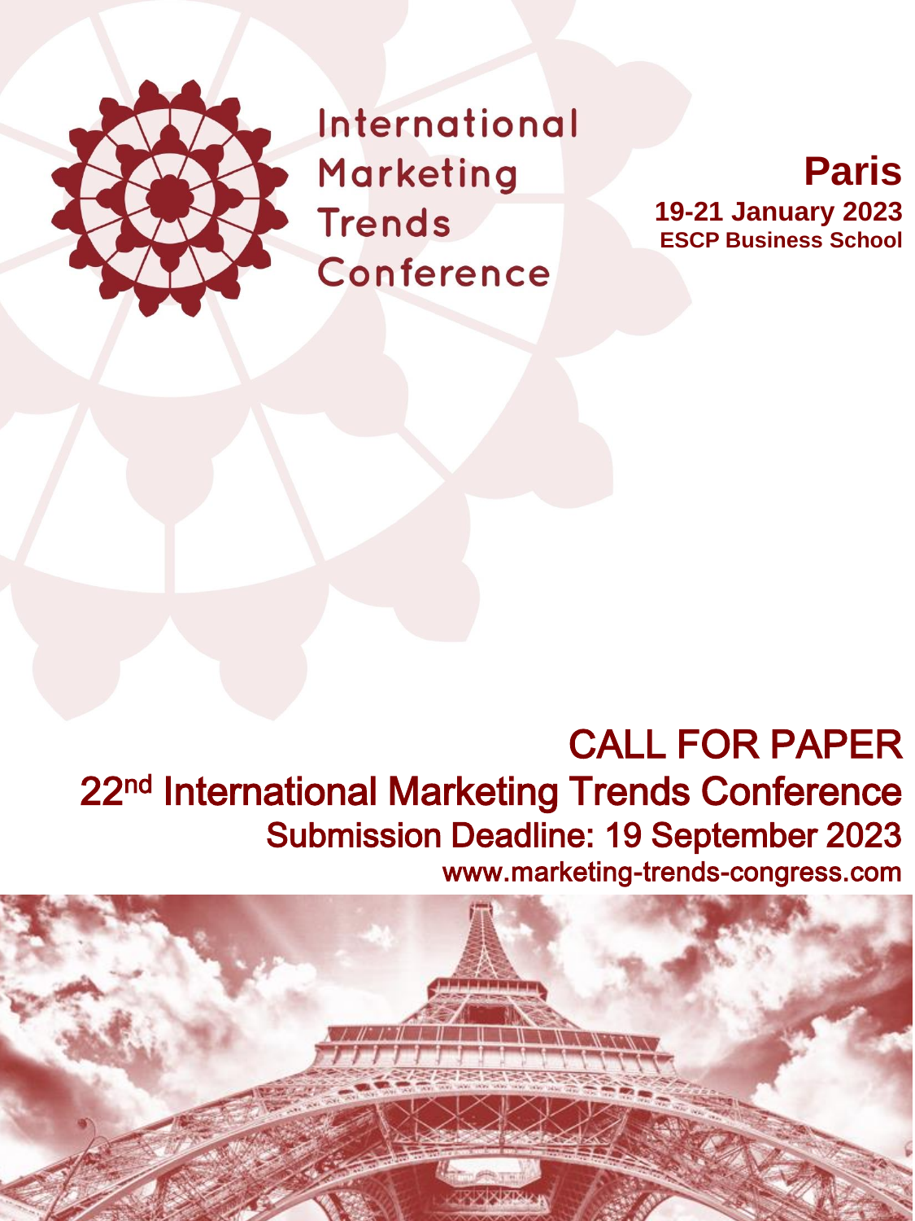# International Marketing Trends Conference

**Paris**
**19-21 January 2023**
**ESCP Business School**

## CALL FOR PAPER

## 22nd International Marketing Trends Conference

### Submission Deadline: 19 September 2023

www.marketing-trends-congress.com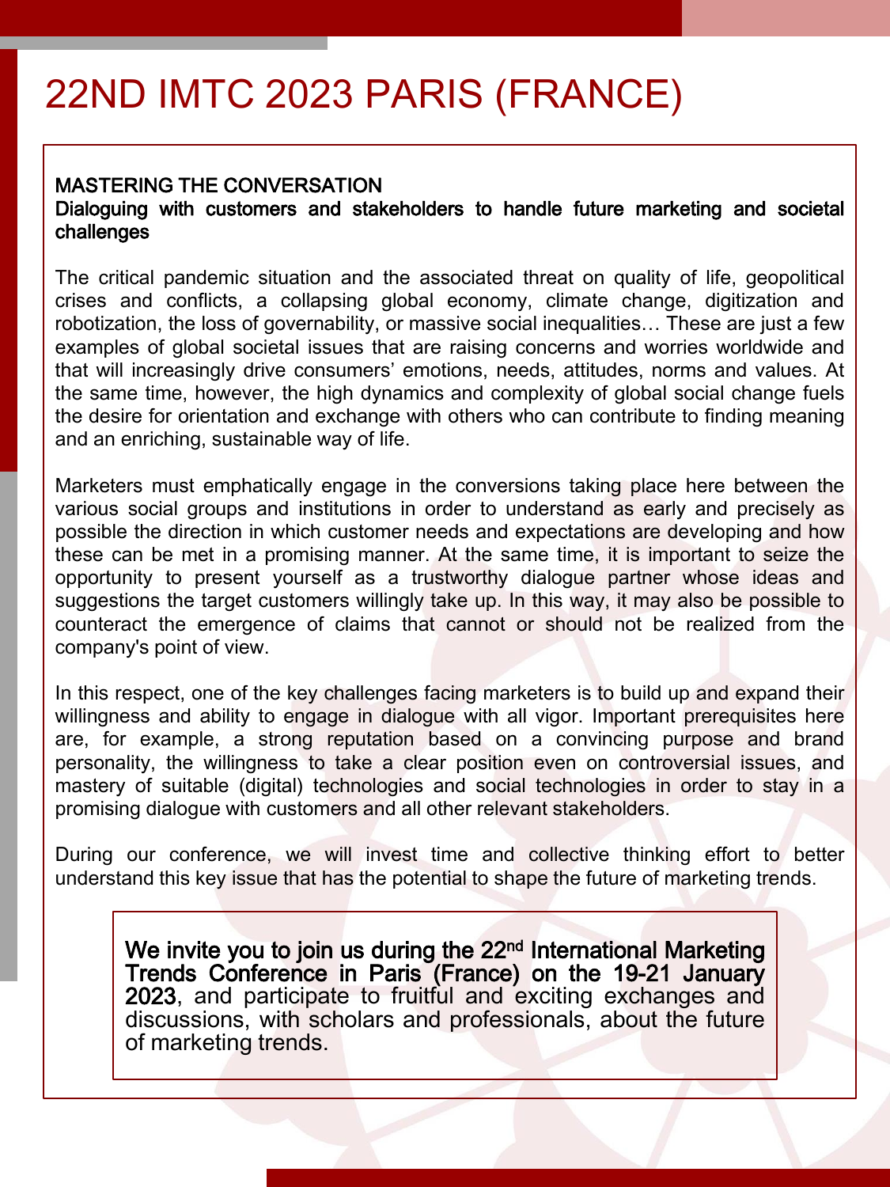# 22ND IMTC 2023 PARIS (FRANCE)

## MASTERING THE CONVERSATION

### Dialoguing with customers and stakeholders to handle future marketing and societal challenges

The critical pandemic situation and the associated threat on quality of life, geopolitical crises and conflicts, a collapsing global economy, climate change, digitization and robotization, the loss of governability, or massive social inequalities… These are just a few examples of global societal issues that are raising concerns and worries worldwide and that will increasingly drive consumers' emotions, needs, attitudes, norms and values. At the same time, however, the high dynamics and complexity of global social change fuels the desire for orientation and exchange with others who can contribute to finding meaning and an enriching, sustainable way of life.

Marketers must emphatically engage in the conversions taking place here between the various social groups and institutions in order to understand as early and precisely as possible the direction in which customer needs and expectations are developing and how these can be met in a promising manner. At the same time, it is important to seize the opportunity to present yourself as a trustworthy dialogue partner whose ideas and suggestions the target customers willingly take up. In this way, it may also be possible to counteract the emergence of claims that cannot or should not be realized from the company's point of view.

In this respect, one of the key challenges facing marketers is to build up and expand their willingness and ability to engage in dialogue with all vigor. Important prerequisites here are, for example, a strong reputation based on a convincing purpose and brand personality, the willingness to take a clear position even on controversial issues, and mastery of suitable (digital) technologies and social technologies in order to stay in a promising dialogue with customers and all other relevant stakeholders.

During our conference, we will invest time and collective thinking effort to better understand this key issue that has the potential to shape the future of marketing trends.

We invite you to join us during the 22nd International Marketing Trends Conference in Paris (France) on the 19-21 January 2023, and participate to fruitful and exciting exchanges and discussions, with scholars and professionals, about the future of marketing trends.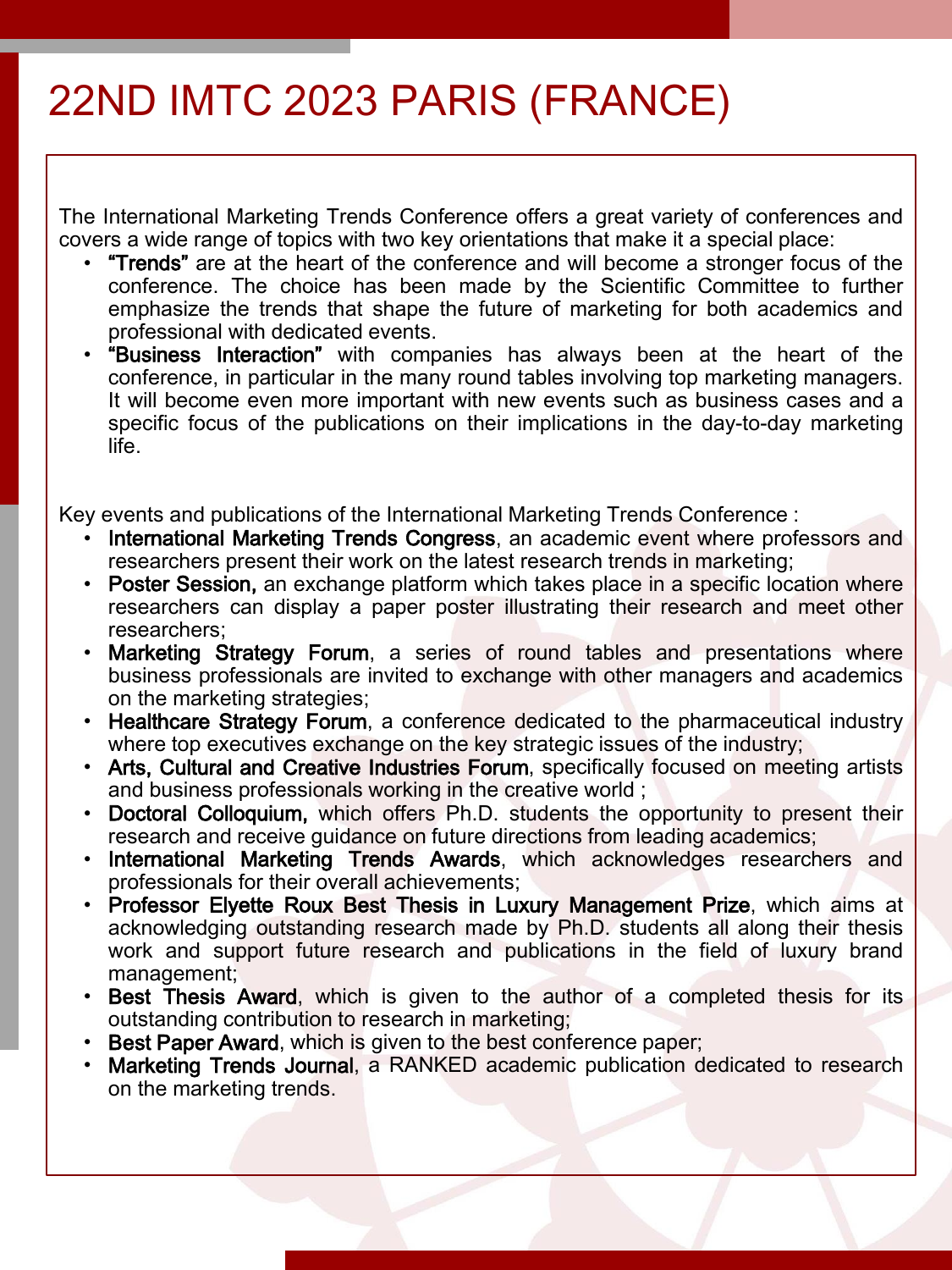# 22ND IMTC 2023 PARIS (FRANCE)

The International Marketing Trends Conference offers a great variety of conferences and covers a wide range of topics with two key orientations that make it a special place:

- **"Trends"** are at the heart of the conference and will become a stronger focus of the conference. The choice has been made by the Scientific Committee to further emphasize the trends that shape the future of marketing for both academics and professional with dedicated events.
- **"Business Interaction"** with companies has always been at the heart of the conference, in particular in the many round tables involving top marketing managers. It will become even more important with new events such as business cases and a specific focus of the publications on their implications in the day-to-day marketing life.

Key events and publications of the International Marketing Trends Conference :

- **International Marketing Trends Congress**, an academic event where professors and researchers present their work on the latest research trends in marketing;
- **Poster Session,** an exchange platform which takes place in a specific location where researchers can display a paper poster illustrating their research and meet other researchers;
- **Marketing Strategy Forum**, a series of round tables and presentations where business professionals are invited to exchange with other managers and academics on the marketing strategies;
- **Healthcare Strategy Forum**, a conference dedicated to the pharmaceutical industry where top executives exchange on the key strategic issues of the industry;
- **Arts, Cultural and Creative Industries Forum**, specifically focused on meeting artists and business professionals working in the creative world ;
- **Doctoral Colloquium,** which offers Ph.D. students the opportunity to present their research and receive guidance on future directions from leading academics;
- **International Marketing Trends Awards**, which acknowledges researchers and professionals for their overall achievements;
- **Professor Elyette Roux Best Thesis in Luxury Management Prize**, which aims at acknowledging outstanding research made by Ph.D. students all along their thesis work and support future research and publications in the field of luxury brand management;
- **Best Thesis Award**, which is given to the author of a completed thesis for its outstanding contribution to research in marketing;
- **Best Paper Award**, which is given to the best conference paper;
- **Marketing Trends Journal**, a RANKED academic publication dedicated to research on the marketing trends.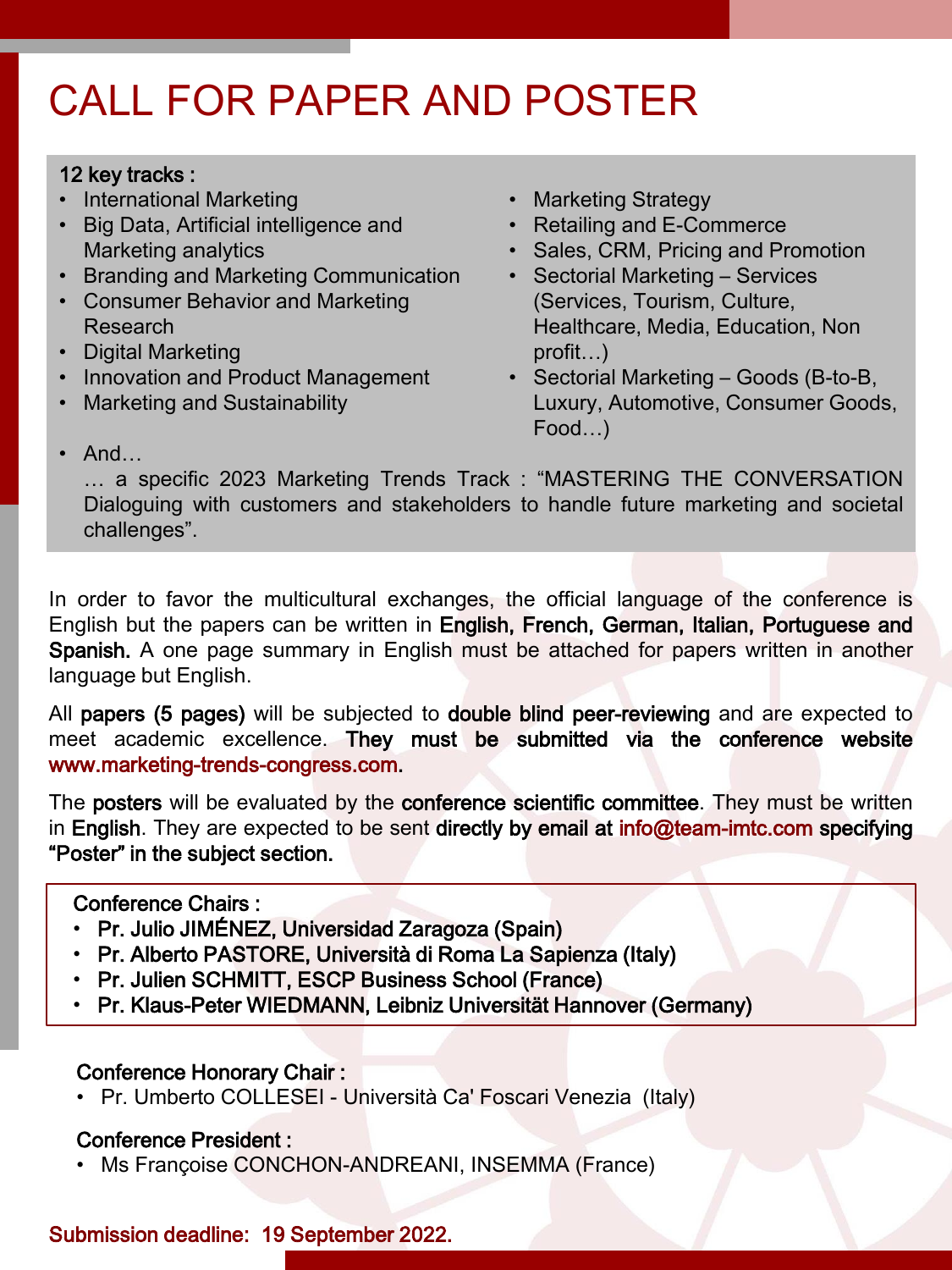# CALL FOR PAPER AND POSTER

**12 key tracks :**

- International Marketing
- Big Data, Artificial intelligence and Marketing analytics
- Branding and Marketing Communication
- Consumer Behavior and Marketing Research
- Digital Marketing
- Innovation and Product Management
- Marketing and Sustainability
- Marketing Strategy
- Retailing and E-Commerce
- Sales, CRM, Pricing and Promotion
- Sectorial Marketing – Services (Services, Tourism, Culture, Healthcare, Media, Education, Non profit…)
- Sectorial Marketing – Goods (B-to-B, Luxury, Automotive, Consumer Goods, Food…)
- And…
  … a specific 2023 Marketing Trends Track : "MASTERING THE CONVERSATION Dialoguing with customers and stakeholders to handle future marketing and societal challenges".

In order to favor the multicultural exchanges, the official language of the conference is English but the papers can be written in **English, French, German, Italian, Portuguese and Spanish.** A one page summary in English must be attached for papers written in another language but English.

All **papers (5 pages)** will be subjected to **double blind peer-reviewing** and are expected to meet academic excellence. **They must be submitted via the conference website www.marketing-trends-congress.com.**

The **posters** will be evaluated by the **conference scientific committee**. They must be written in **English**. They are expected to be sent **directly by email at info@team-imtc.com specifying "Poster" in the subject section.**

**Conference Chairs :**

- **Pr. Julio JIMÉNEZ, Universidad Zaragoza (Spain)**
- **Pr. Alberto PASTORE, Università di Roma La Sapienza (Italy)**
- **Pr. Julien SCHMITT, ESCP Business School (France)**
- **Pr. Klaus-Peter WIEDMANN, Leibniz Universität Hannover (Germany)**

**Conference Honorary Chair :**

- Pr. Umberto COLLESEI - Università Ca' Foscari Venezia (Italy)

**Conference President :**

- Ms Françoise CONCHON-ANDREANI, INSEMMA (France)

**Submission deadline: 19 September 2022.**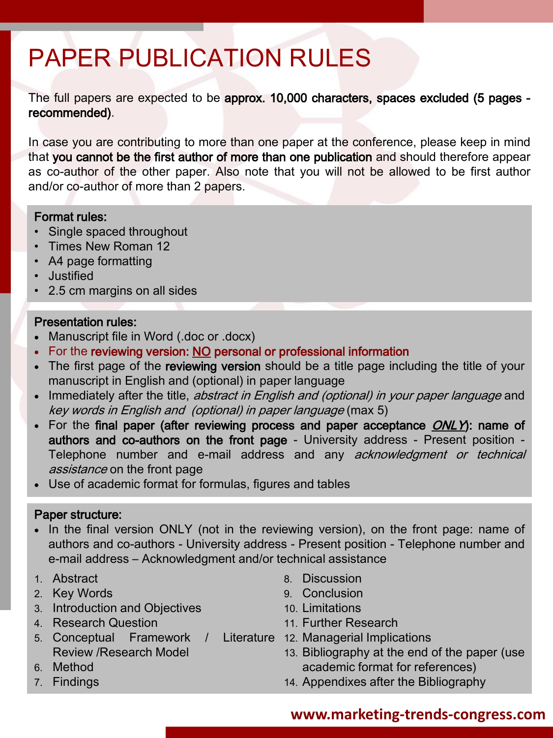# PAPER PUBLICATION RULES

The full papers are expected to be **approx. 10,000 characters, spaces excluded (5 pages - recommended)**.

In case you are contributing to more than one paper at the conference, please keep in mind that **you cannot be the first author of more than one publication** and should therefore appear as co-author of the other paper. Also note that you will not be allowed to be first author and/or co-author of more than 2 papers.

**Format rules:**

- Single spaced throughout
- Times New Roman 12
- A4 page formatting
- Justified
- 2.5 cm margins on all sides

**Presentation rules:**

- Manuscript file in Word (.doc or .docx)
- For the **reviewing version: NO personal or professional information**
- The first page of the **reviewing version** should be a title page including the title of your manuscript in English and (optional) in paper language
- Immediately after the title, *abstract in English and (optional) in your paper language* and *key words in English and (optional) in paper language* (max 5)
- For the **final paper (after reviewing process and paper acceptance *ONLY*): name of authors and co-authors on the front page** - University address - Present position - Telephone number and e-mail address and any *acknowledgment or technical assistance* on the front page
- Use of academic format for formulas, figures and tables

**Paper structure:**

- In the final version ONLY (not in the reviewing version), on the front page: name of authors and co-authors - University address - Present position - Telephone number and e-mail address – Acknowledgment and/or technical assistance

1. Abstract
2. Key Words
3. Introduction and Objectives
4. Research Question
5. Conceptual Framework / Literature Review /Research Model
6. Method
7. Findings
8. Discussion
9. Conclusion
10. Limitations
11. Further Research
12. Managerial Implications
13. Bibliography at the end of the paper (use academic format for references)
14. Appendixes after the Bibliography

**www.marketing-trends-congress.com**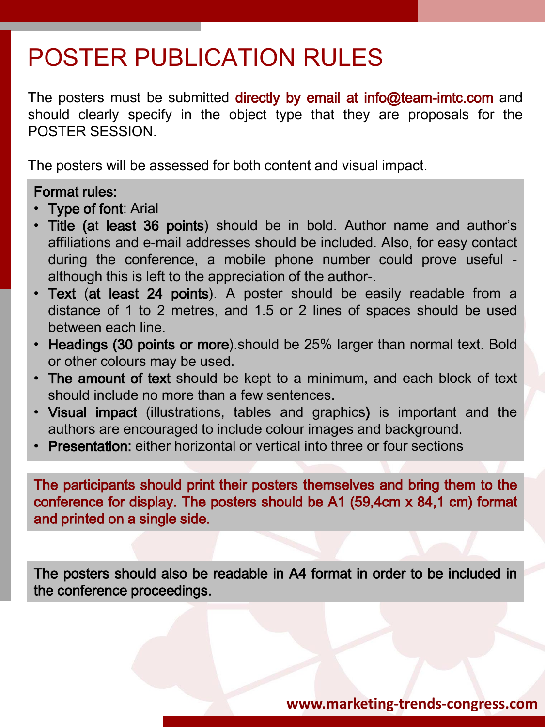# POSTER PUBLICATION RULES

The posters must be submitted **directly by email at info@team-imtc.com** and should clearly specify in the object type that they are proposals for the POSTER SESSION.

The posters will be assessed for both content and visual impact.

**Format rules:**

- **Type of font**: Arial
- **Title (at least 36 points)** should be in bold. Author name and author's affiliations and e-mail addresses should be included. Also, for easy contact during the conference, a mobile phone number could prove useful - although this is left to the appreciation of the author-.
- **Text** (**at least 24 points**). A poster should be easily readable from a distance of 1 to 2 metres, and 1.5 or 2 lines of spaces should be used between each line.
- **Headings (30 points or more**).should be 25% larger than normal text. Bold or other colours may be used.
- **The amount of text** should be kept to a minimum, and each block of text should include no more than a few sentences.
- **Visual impact** (illustrations, tables and graphics**)** is important and the authors are encouraged to include colour images and background.
- **Presentation:** either horizontal or vertical into three or four sections

**The participants should print their posters themselves and bring them to the conference for display. The posters should be A1 (59,4cm x 84,1 cm) format and printed on a single side.**

**The posters should also be readable in A4 format in order to be included in the conference proceedings.**

**www.marketing-trends-congress.com**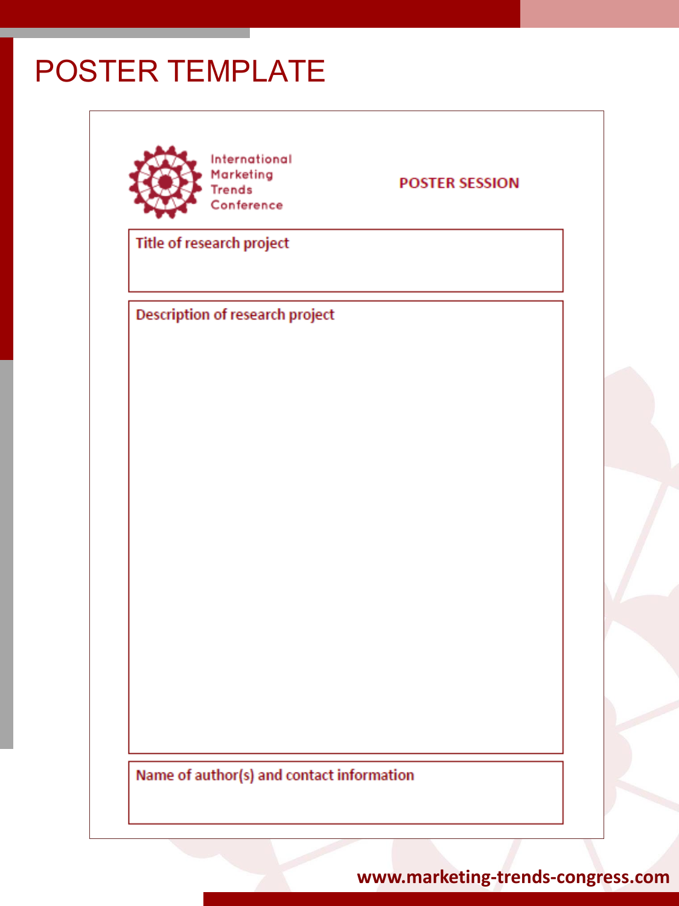# POSTER TEMPLATE

International Marketing Trends Conference

**POSTER SESSION**

**Title of research project**

**Description of research project**

**Name of author(s) and contact information**

**www.marketing-trends-congress.com**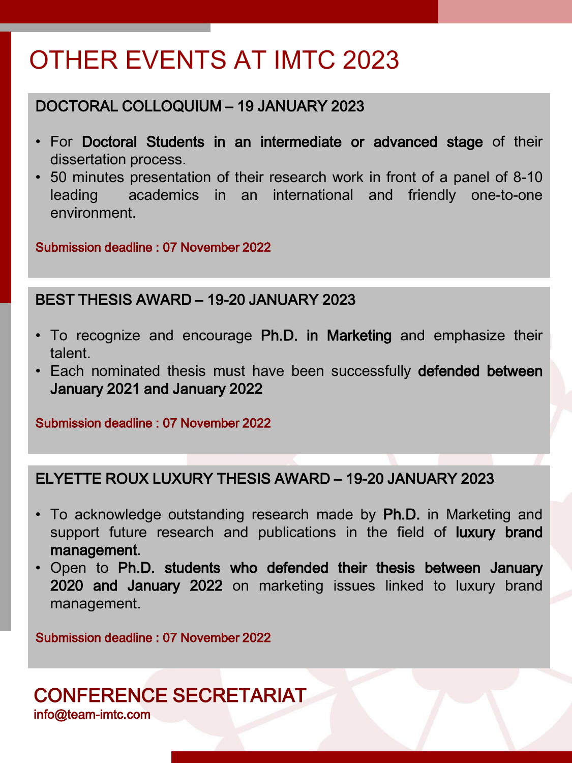# OTHER EVENTS AT IMTC 2023

## DOCTORAL COLLOQUIUM – 19 JANUARY 2023

- For **Doctoral Students in an intermediate or advanced stage** of their dissertation process.
- 50 minutes presentation of their research work in front of a panel of 8-10 leading academics in an international and friendly one-to-one environment.

**Submission deadline : 07 November 2022**

## BEST THESIS AWARD – 19-20 JANUARY 2023

- To recognize and encourage **Ph.D. in Marketing** and emphasize their talent.
- Each nominated thesis must have been successfully **defended between January 2021 and January 2022**

**Submission deadline : 07 November 2022**

## ELYETTE ROUX LUXURY THESIS AWARD – 19-20 JANUARY 2023

- To acknowledge outstanding research made by **Ph.D.** in Marketing and support future research and publications in the field of **luxury brand management**.
- Open to **Ph.D. students who defended their thesis between January 2020 and January 2022** on marketing issues linked to luxury brand management.

**Submission deadline : 07 November 2022**

## CONFERENCE SECRETARIAT

**info@team-imtc.com**